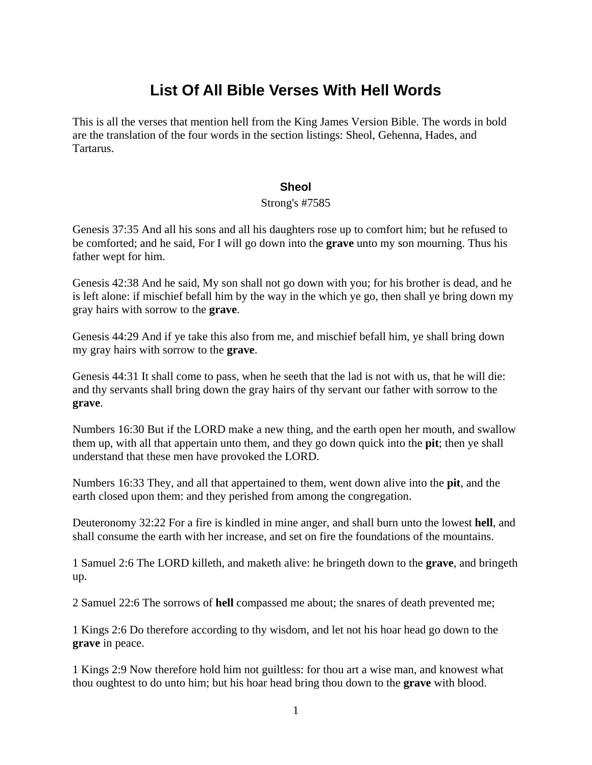# List Of All Bible Verses With Hell Words

This is all the verses that mention hell from the King James Version Bible. The words in bold are the translation of the four words in the section listings: Sheol, Gehenna, Hades, and Tartarus.

## Sheol

Strong's #7585

Genesis 37:35 And all his sons and all his daughters rose up to comfort him; but he refused to be comforted; and he said, For I will go down into the **grave** unto my son mourning. Thus his father wept for him.

Genesis 42:38 And he said, My son shall not go down with you; for his brother is dead, and he is left alone: if mischief befall him by the way in the which ye go, then shall ye bring down my gray hairs with sorrow to the **grave**.

Genesis 44:29 And if ye take this also from me, and mischief befall him, ye shall bring down my gray hairs with sorrow to the **grave**.

Genesis 44:31 It shall come to pass, when he seeth that the lad is not with us, that he will die: and thy servants shall bring down the gray hairs of thy servant our father with sorrow to the **grave**.

Numbers 16:30 But if the LORD make a new thing, and the earth open her mouth, and swallow them up, with all that appertain unto them, and they go down quick into the **pit**; then ye shall understand that these men have provoked the LORD.

Numbers 16:33 They, and all that appertained to them, went down alive into the **pit**, and the earth closed upon them: and they perished from among the congregation.

Deuteronomy 32:22 For a fire is kindled in mine anger, and shall burn unto the lowest **hell**, and shall consume the earth with her increase, and set on fire the foundations of the mountains.

1 Samuel 2:6 The LORD killeth, and maketh alive: he bringeth down to the **grave**, and bringeth up.

2 Samuel 22:6 The sorrows of **hell** compassed me about; the snares of death prevented me;

1 Kings 2:6 Do therefore according to thy wisdom, and let not his hoar head go down to the **grave** in peace.

1 Kings 2:9 Now therefore hold him not guiltless: for thou art a wise man, and knowest what thou oughtest to do unto him; but his hoar head bring thou down to the **grave** with blood.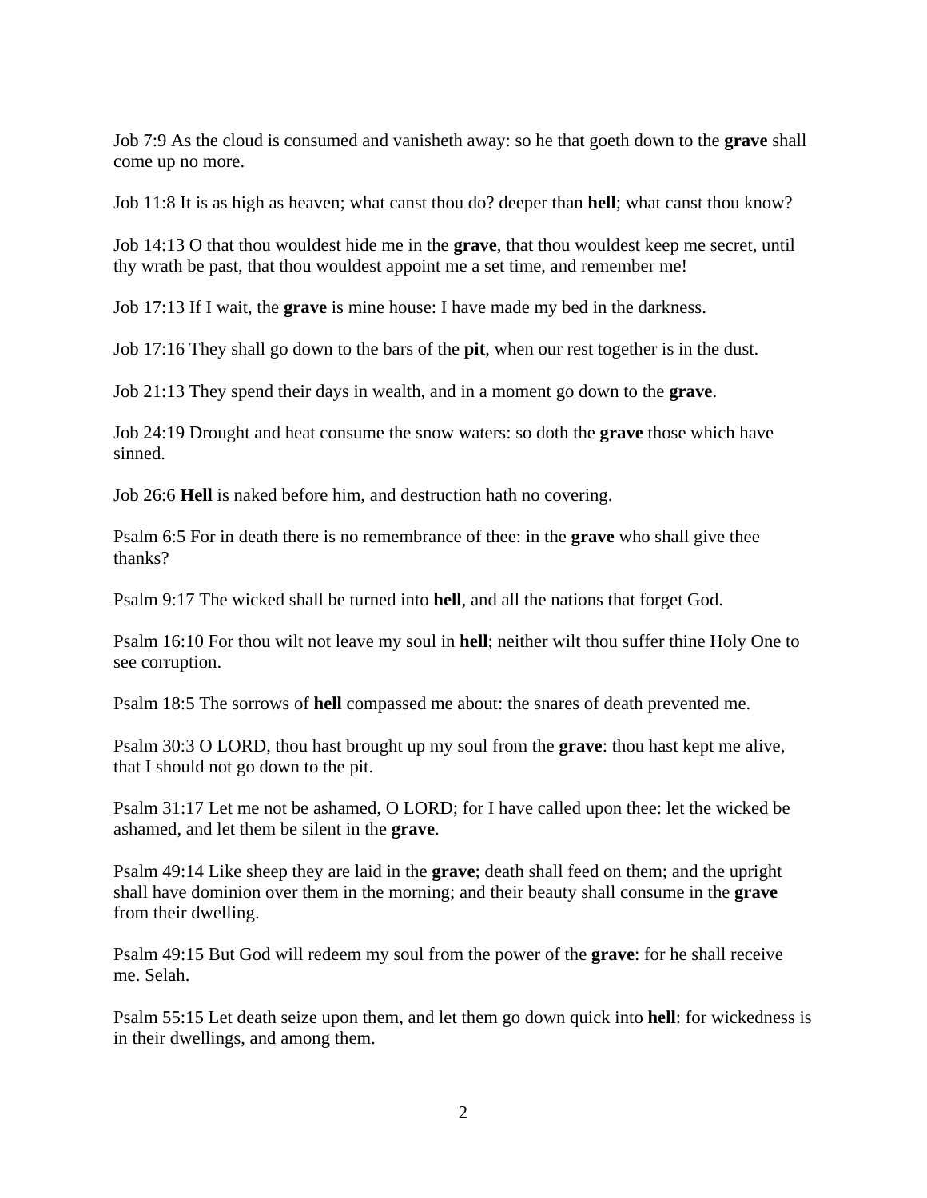Job 7:9 As the cloud is consumed and vanisheth away: so he that goeth down to the **grave** shall come up no more.

Job 11:8 It is as high as heaven; what canst thou do? deeper than **hell**; what canst thou know?

Job 14:13 O that thou wouldest hide me in the **grave**, that thou wouldest keep me secret, until thy wrath be past, that thou wouldest appoint me a set time, and remember me!

Job 17:13 If I wait, the **grave** is mine house: I have made my bed in the darkness.

Job 17:16 They shall go down to the bars of the **pit**, when our rest together is in the dust.

Job 21:13 They spend their days in wealth, and in a moment go down to the **grave**.

Job 24:19 Drought and heat consume the snow waters: so doth the **grave** those which have sinned.

Job 26:6 **Hell** is naked before him, and destruction hath no covering.

Psalm 6:5 For in death there is no remembrance of thee: in the **grave** who shall give thee thanks?

Psalm 9:17 The wicked shall be turned into **hell**, and all the nations that forget God.

Psalm 16:10 For thou wilt not leave my soul in **hell**; neither wilt thou suffer thine Holy One to see corruption.

Psalm 18:5 The sorrows of **hell** compassed me about: the snares of death prevented me.

Psalm 30:3 O LORD, thou hast brought up my soul from the **grave**: thou hast kept me alive, that I should not go down to the pit.

Psalm 31:17 Let me not be ashamed, O LORD; for I have called upon thee: let the wicked be ashamed, and let them be silent in the **grave**.

Psalm 49:14 Like sheep they are laid in the **grave**; death shall feed on them; and the upright shall have dominion over them in the morning; and their beauty shall consume in the **grave** from their dwelling.

Psalm 49:15 But God will redeem my soul from the power of the **grave**: for he shall receive me. Selah.

Psalm 55:15 Let death seize upon them, and let them go down quick into **hell**: for wickedness is in their dwellings, and among them.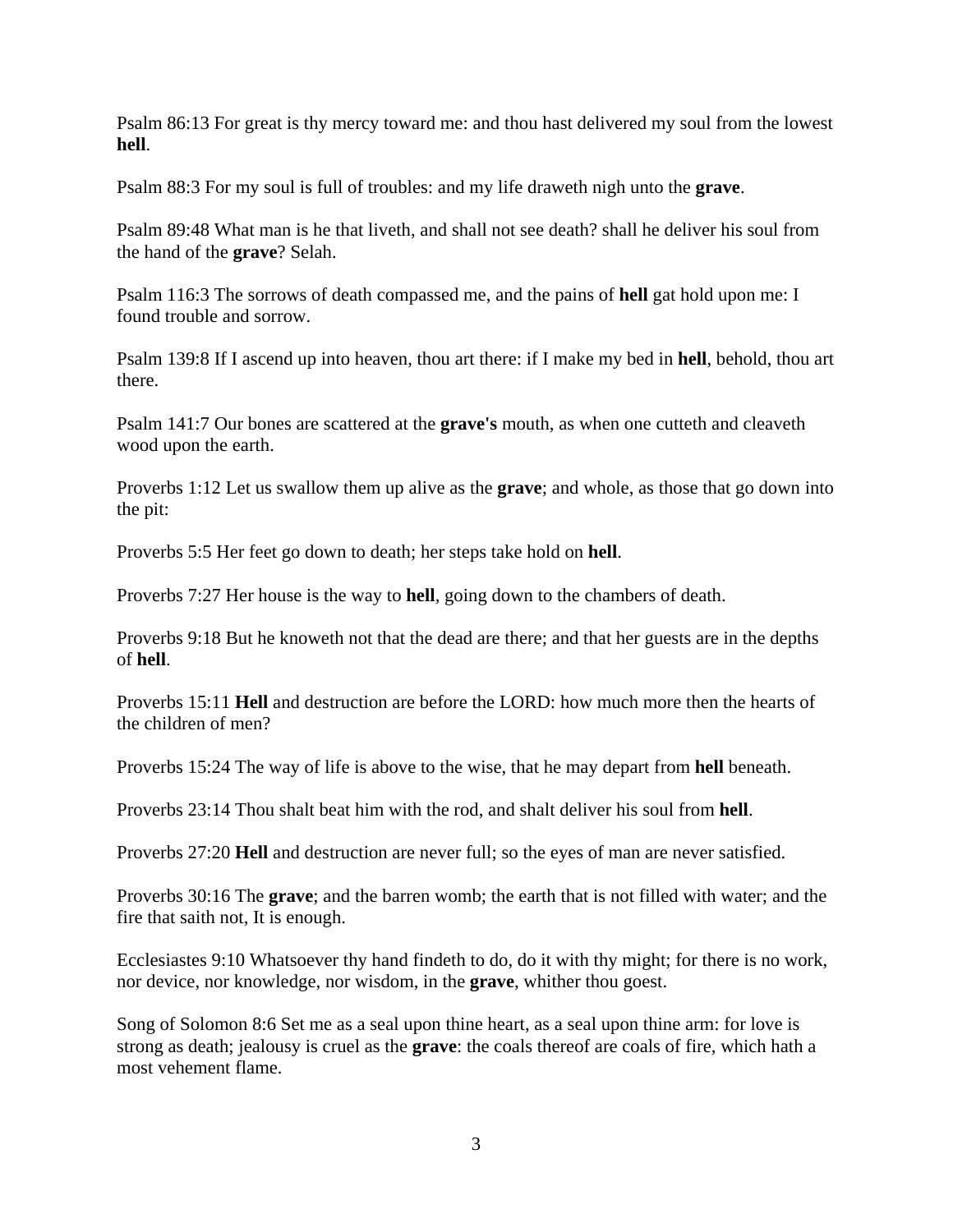Psalm 86:13 For great is thy mercy toward me: and thou hast delivered my soul from the lowest **hell**.

Psalm 88:3 For my soul is full of troubles: and my life draweth nigh unto the **grave**.

Psalm 89:48 What man is he that liveth, and shall not see death? shall he deliver his soul from the hand of the **grave**? Selah.

Psalm 116:3 The sorrows of death compassed me, and the pains of **hell** gat hold upon me: I found trouble and sorrow.

Psalm 139:8 If I ascend up into heaven, thou art there: if I make my bed in **hell**, behold, thou art there.

Psalm 141:7 Our bones are scattered at the **grave's** mouth, as when one cutteth and cleaveth wood upon the earth.

Proverbs 1:12 Let us swallow them up alive as the **grave**; and whole, as those that go down into the pit:

Proverbs 5:5 Her feet go down to death; her steps take hold on **hell**.

Proverbs 7:27 Her house is the way to **hell**, going down to the chambers of death.

Proverbs 9:18 But he knoweth not that the dead are there; and that her guests are in the depths of **hell**.

Proverbs 15:11 **Hell** and destruction are before the LORD: how much more then the hearts of the children of men?

Proverbs 15:24 The way of life is above to the wise, that he may depart from **hell** beneath.

Proverbs 23:14 Thou shalt beat him with the rod, and shalt deliver his soul from **hell**.

Proverbs 27:20 **Hell** and destruction are never full; so the eyes of man are never satisfied.

Proverbs 30:16 The **grave**; and the barren womb; the earth that is not filled with water; and the fire that saith not, It is enough.

Ecclesiastes 9:10 Whatsoever thy hand findeth to do, do it with thy might; for there is no work, nor device, nor knowledge, nor wisdom, in the **grave**, whither thou goest.

Song of Solomon 8:6 Set me as a seal upon thine heart, as a seal upon thine arm: for love is strong as death; jealousy is cruel as the **grave**: the coals thereof are coals of fire, which hath a most vehement flame.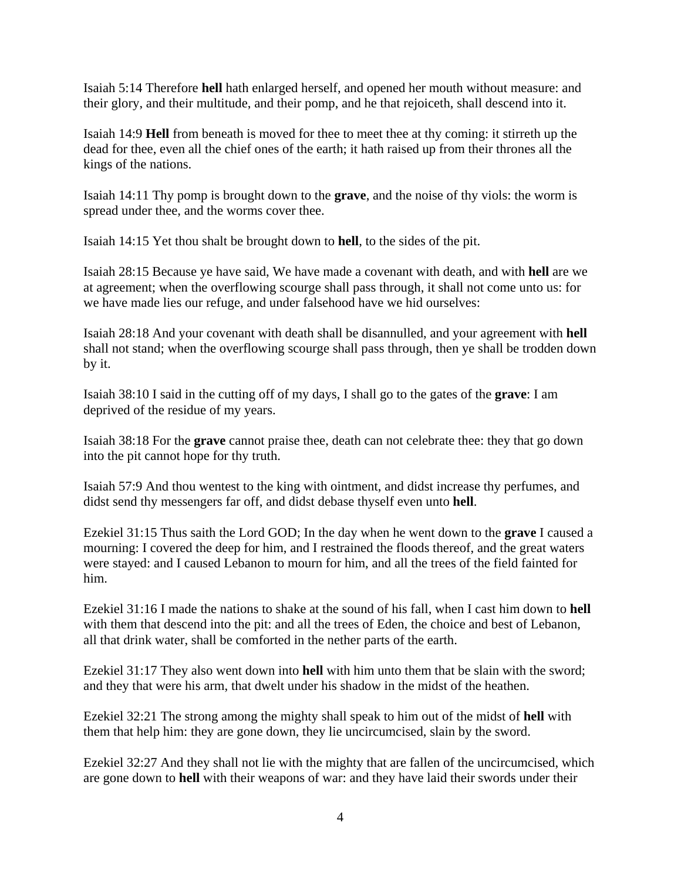Isaiah 5:14 Therefore **hell** hath enlarged herself, and opened her mouth without measure: and their glory, and their multitude, and their pomp, and he that rejoiceth, shall descend into it.

Isaiah 14:9 **Hell** from beneath is moved for thee to meet thee at thy coming: it stirreth up the dead for thee, even all the chief ones of the earth; it hath raised up from their thrones all the kings of the nations.

Isaiah 14:11 Thy pomp is brought down to the **grave**, and the noise of thy viols: the worm is spread under thee, and the worms cover thee.

Isaiah 14:15 Yet thou shalt be brought down to **hell**, to the sides of the pit.

Isaiah 28:15 Because ye have said, We have made a covenant with death, and with **hell** are we at agreement; when the overflowing scourge shall pass through, it shall not come unto us: for we have made lies our refuge, and under falsehood have we hid ourselves:

Isaiah 28:18 And your covenant with death shall be disannulled, and your agreement with **hell** shall not stand; when the overflowing scourge shall pass through, then ye shall be trodden down by it.

Isaiah 38:10 I said in the cutting off of my days, I shall go to the gates of the **grave**: I am deprived of the residue of my years.

Isaiah 38:18 For the **grave** cannot praise thee, death can not celebrate thee: they that go down into the pit cannot hope for thy truth.

Isaiah 57:9 And thou wentest to the king with ointment, and didst increase thy perfumes, and didst send thy messengers far off, and didst debase thyself even unto **hell**.

Ezekiel 31:15 Thus saith the Lord GOD; In the day when he went down to the **grave** I caused a mourning: I covered the deep for him, and I restrained the floods thereof, and the great waters were stayed: and I caused Lebanon to mourn for him, and all the trees of the field fainted for him.

Ezekiel 31:16 I made the nations to shake at the sound of his fall, when I cast him down to **hell** with them that descend into the pit: and all the trees of Eden, the choice and best of Lebanon, all that drink water, shall be comforted in the nether parts of the earth.

Ezekiel 31:17 They also went down into **hell** with him unto them that be slain with the sword; and they that were his arm, that dwelt under his shadow in the midst of the heathen.

Ezekiel 32:21 The strong among the mighty shall speak to him out of the midst of **hell** with them that help him: they are gone down, they lie uncircumcised, slain by the sword.

Ezekiel 32:27 And they shall not lie with the mighty that are fallen of the uncircumcised, which are gone down to **hell** with their weapons of war: and they have laid their swords under their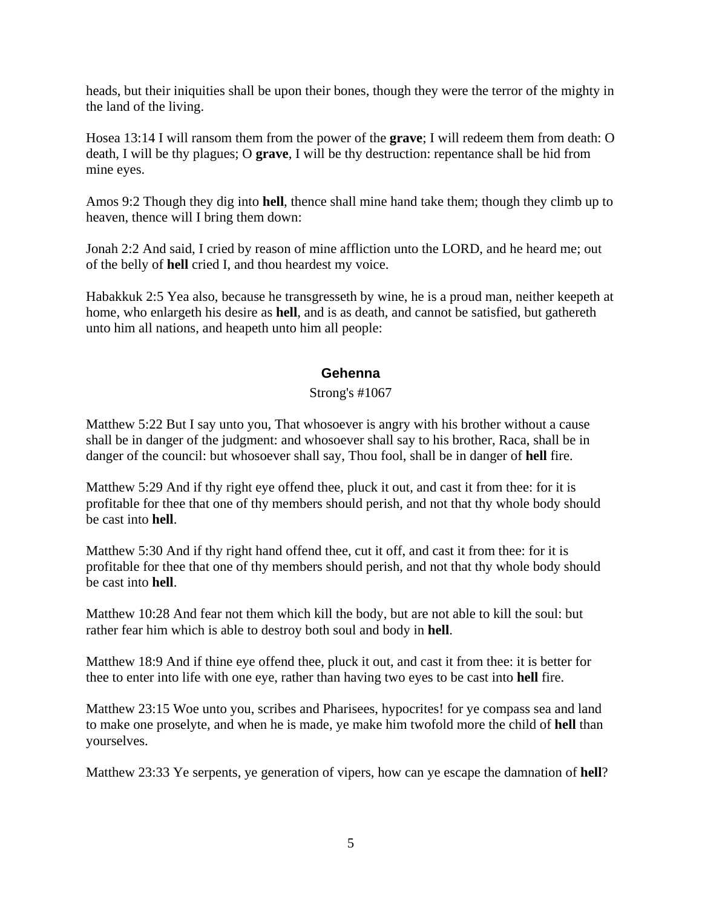heads, but their iniquities shall be upon their bones, though they were the terror of the mighty in the land of the living.

Hosea 13:14 I will ransom them from the power of the **grave**; I will redeem them from death: O death, I will be thy plagues; O **grave**, I will be thy destruction: repentance shall be hid from mine eyes.

Amos 9:2 Though they dig into **hell**, thence shall mine hand take them; though they climb up to heaven, thence will I bring them down:

Jonah 2:2 And said, I cried by reason of mine affliction unto the LORD, and he heard me; out of the belly of **hell** cried I, and thou heardest my voice.

Habakkuk 2:5 Yea also, because he transgresseth by wine, he is a proud man, neither keepeth at home, who enlargeth his desire as **hell**, and is as death, and cannot be satisfied, but gathereth unto him all nations, and heapeth unto him all people:

## Gehenna

Strong's #1067

Matthew 5:22 But I say unto you, That whosoever is angry with his brother without a cause shall be in danger of the judgment: and whosoever shall say to his brother, Raca, shall be in danger of the council: but whosoever shall say, Thou fool, shall be in danger of **hell** fire.

Matthew 5:29 And if thy right eye offend thee, pluck it out, and cast it from thee: for it is profitable for thee that one of thy members should perish, and not that thy whole body should be cast into **hell**.

Matthew 5:30 And if thy right hand offend thee, cut it off, and cast it from thee: for it is profitable for thee that one of thy members should perish, and not that thy whole body should be cast into **hell**.

Matthew 10:28 And fear not them which kill the body, but are not able to kill the soul: but rather fear him which is able to destroy both soul and body in **hell**.

Matthew 18:9 And if thine eye offend thee, pluck it out, and cast it from thee: it is better for thee to enter into life with one eye, rather than having two eyes to be cast into **hell** fire.

Matthew 23:15 Woe unto you, scribes and Pharisees, hypocrites! for ye compass sea and land to make one proselyte, and when he is made, ye make him twofold more the child of **hell** than yourselves.

Matthew 23:33 Ye serpents, ye generation of vipers, how can ye escape the damnation of **hell**?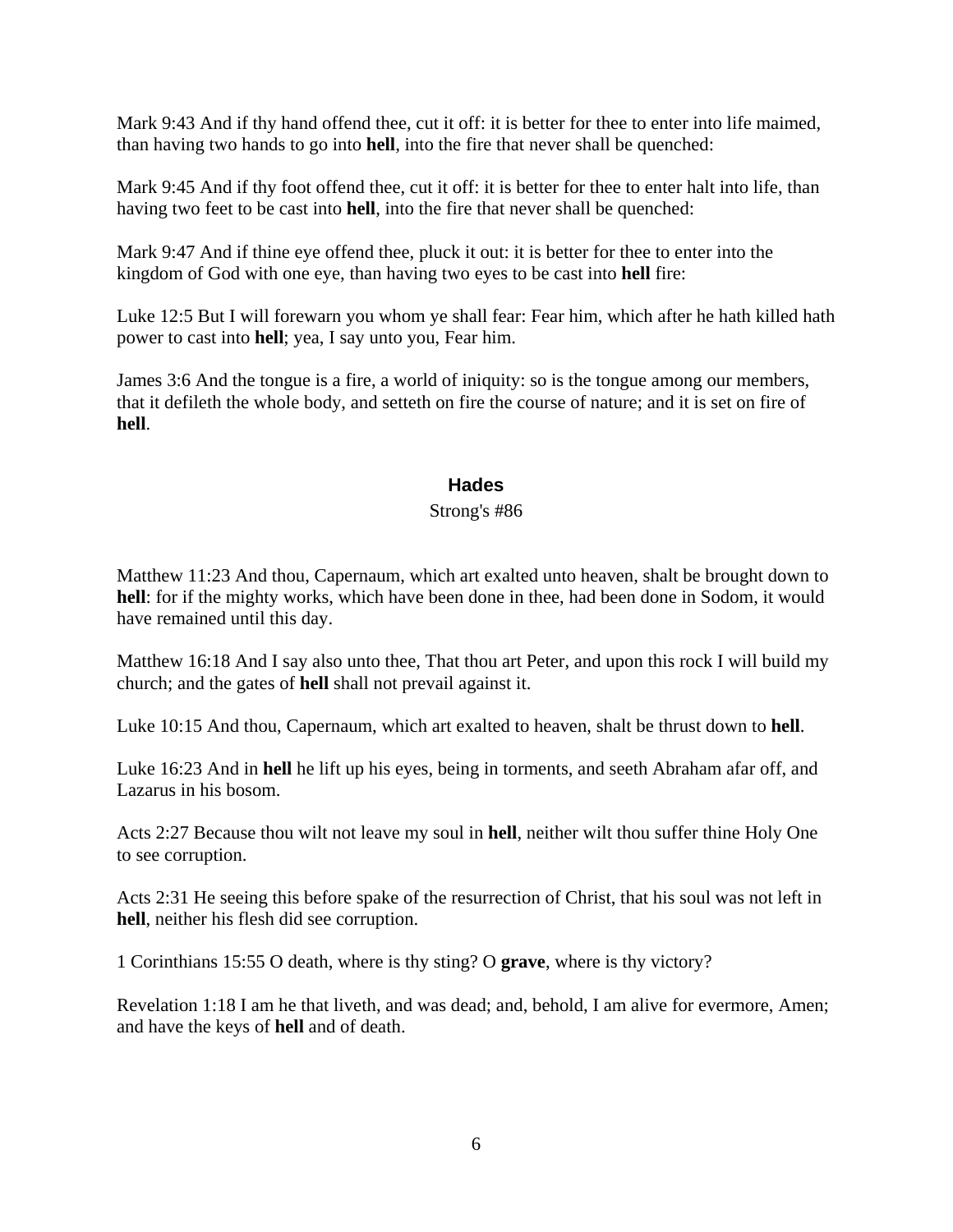Mark 9:43 And if thy hand offend thee, cut it off: it is better for thee to enter into life maimed, than having two hands to go into **hell**, into the fire that never shall be quenched:

Mark 9:45 And if thy foot offend thee, cut it off: it is better for thee to enter halt into life, than having two feet to be cast into **hell**, into the fire that never shall be quenched:

Mark 9:47 And if thine eye offend thee, pluck it out: it is better for thee to enter into the kingdom of God with one eye, than having two eyes to be cast into **hell** fire:

Luke 12:5 But I will forewarn you whom ye shall fear: Fear him, which after he hath killed hath power to cast into **hell**; yea, I say unto you, Fear him.

James 3:6 And the tongue is a fire, a world of iniquity: so is the tongue among our members, that it defileth the whole body, and setteth on fire the course of nature; and it is set on fire of **hell**.

## Hades

Strong's #86

Matthew 11:23 And thou, Capernaum, which art exalted unto heaven, shalt be brought down to **hell**: for if the mighty works, which have been done in thee, had been done in Sodom, it would have remained until this day.

Matthew 16:18 And I say also unto thee, That thou art Peter, and upon this rock I will build my church; and the gates of **hell** shall not prevail against it.

Luke 10:15 And thou, Capernaum, which art exalted to heaven, shalt be thrust down to **hell**.

Luke 16:23 And in **hell** he lift up his eyes, being in torments, and seeth Abraham afar off, and Lazarus in his bosom.

Acts 2:27 Because thou wilt not leave my soul in **hell**, neither wilt thou suffer thine Holy One to see corruption.

Acts 2:31 He seeing this before spake of the resurrection of Christ, that his soul was not left in **hell**, neither his flesh did see corruption.

1 Corinthians 15:55 O death, where is thy sting? O **grave**, where is thy victory?

Revelation 1:18 I am he that liveth, and was dead; and, behold, I am alive for evermore, Amen; and have the keys of **hell** and of death.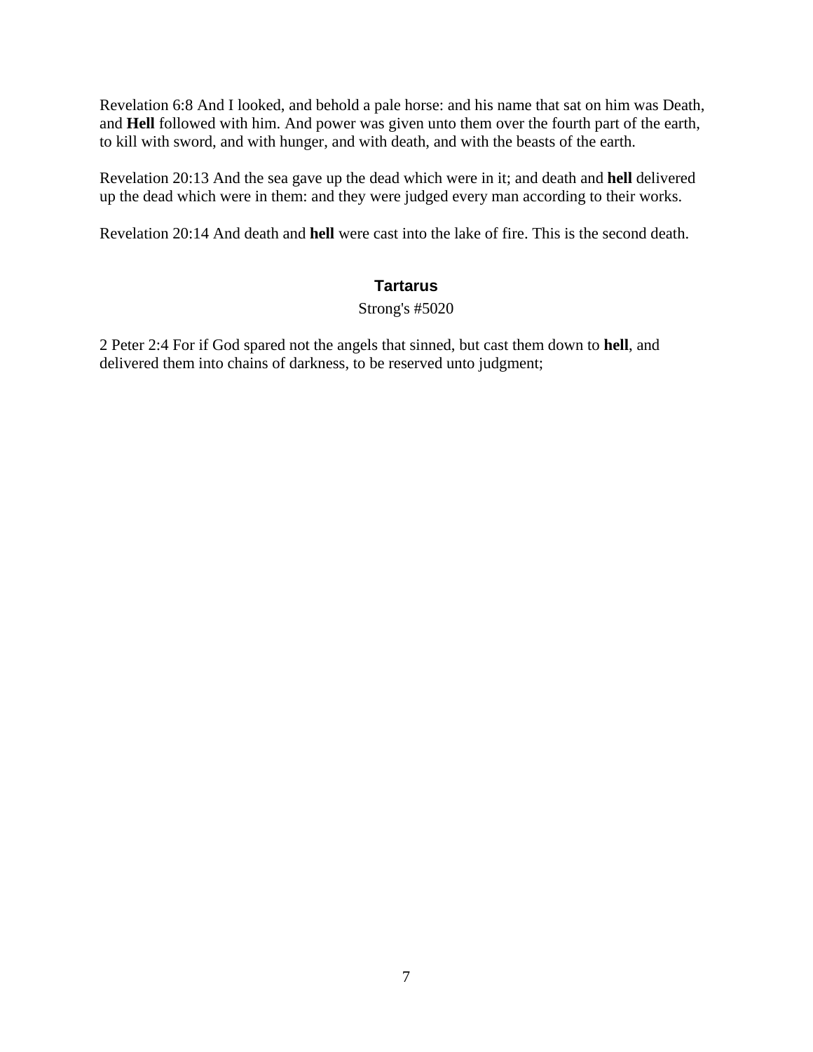Revelation 6:8 And I looked, and behold a pale horse: and his name that sat on him was Death, and **Hell** followed with him. And power was given unto them over the fourth part of the earth, to kill with sword, and with hunger, and with death, and with the beasts of the earth.

Revelation 20:13 And the sea gave up the dead which were in it; and death and **hell** delivered up the dead which were in them: and they were judged every man according to their works.

Revelation 20:14 And death and **hell** were cast into the lake of fire. This is the second death.

### Tartarus

Strong's #5020

2 Peter 2:4 For if God spared not the angels that sinned, but cast them down to **hell**, and delivered them into chains of darkness, to be reserved unto judgment;